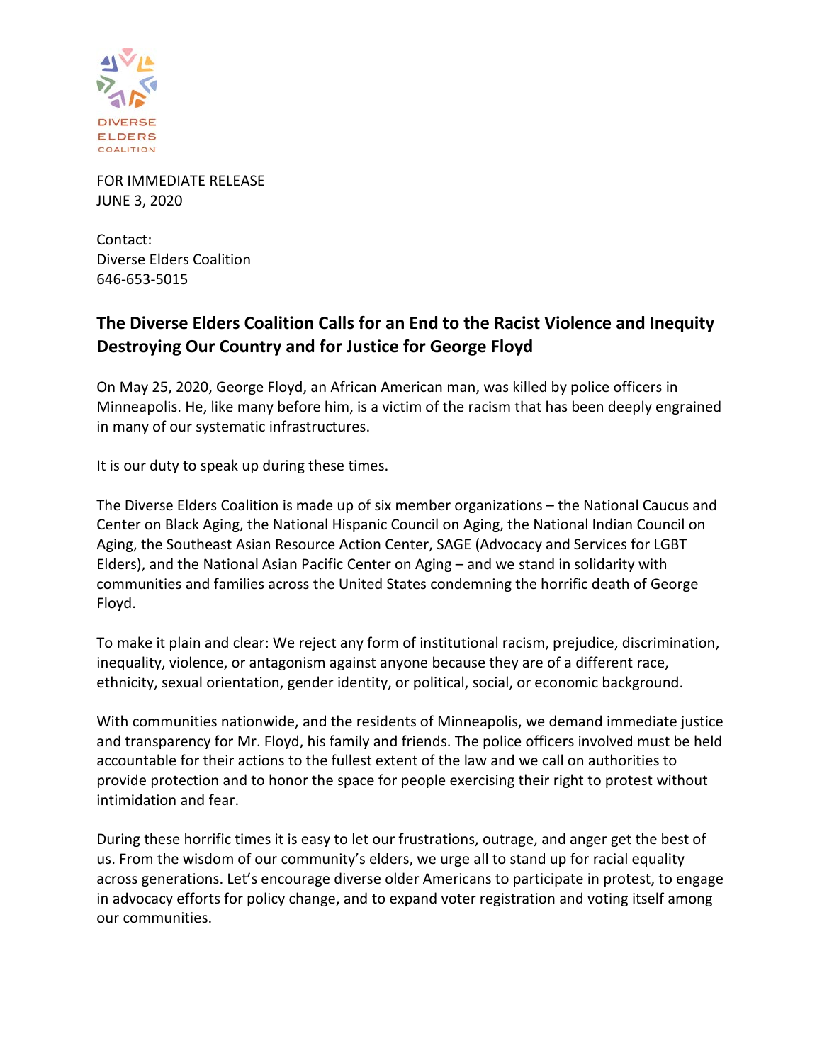DIVERSE ELDERS COALITION

FOR IMMEDIATE RELEASE
JUNE 3, 2020

Contact:
Diverse Elders Coalition
646-653-5015

## The Diverse Elders Coalition Calls for an End to the Racist Violence and Inequity Destroying Our Country and for Justice for George Floyd

On May 25, 2020, George Floyd, an African American man, was killed by police officers in Minneapolis. He, like many before him, is a victim of the racism that has been deeply engrained in many of our systematic infrastructures.

It is our duty to speak up during these times.

The Diverse Elders Coalition is made up of six member organizations – the National Caucus and Center on Black Aging, the National Hispanic Council on Aging, the National Indian Council on Aging, the Southeast Asian Resource Action Center, SAGE (Advocacy and Services for LGBT Elders), and the National Asian Pacific Center on Aging – and we stand in solidarity with communities and families across the United States condemning the horrific death of George Floyd.

To make it plain and clear: We reject any form of institutional racism, prejudice, discrimination, inequality, violence, or antagonism against anyone because they are of a different race, ethnicity, sexual orientation, gender identity, or political, social, or economic background.

With communities nationwide, and the residents of Minneapolis, we demand immediate justice and transparency for Mr. Floyd, his family and friends. The police officers involved must be held accountable for their actions to the fullest extent of the law and we call on authorities to provide protection and to honor the space for people exercising their right to protest without intimidation and fear.

During these horrific times it is easy to let our frustrations, outrage, and anger get the best of us. From the wisdom of our community's elders, we urge all to stand up for racial equality across generations. Let's encourage diverse older Americans to participate in protest, to engage in advocacy efforts for policy change, and to expand voter registration and voting itself among our communities.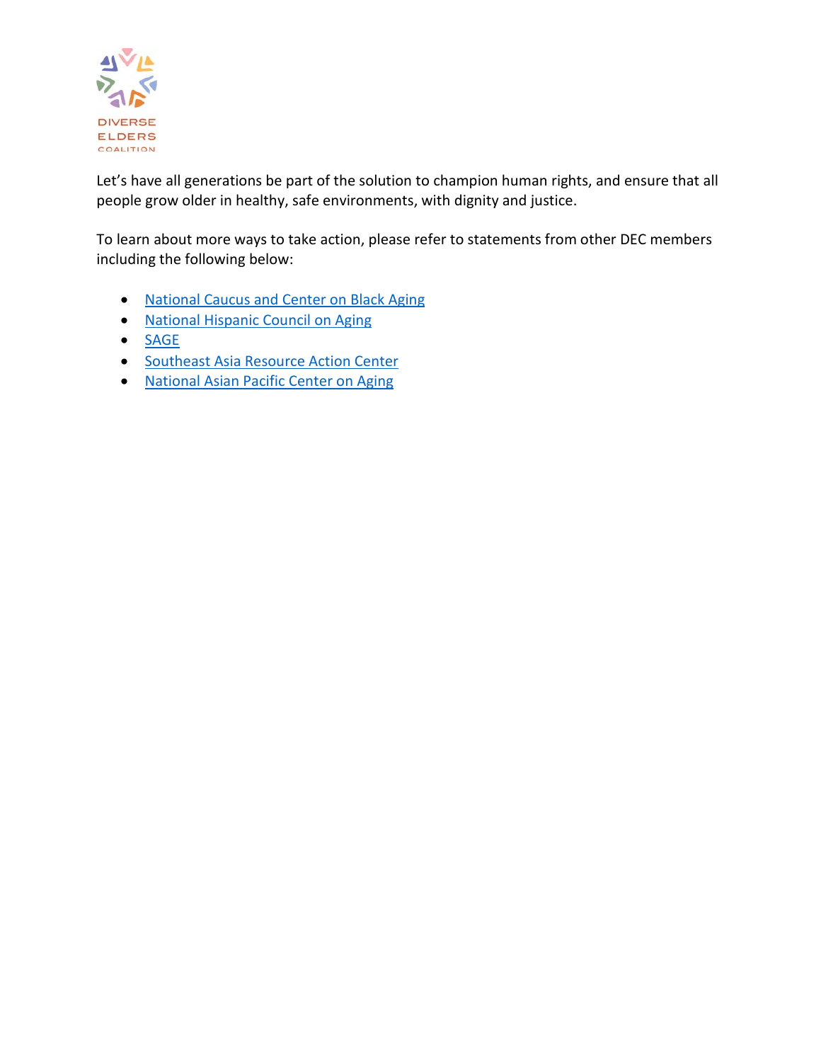DIVERSE ELDERS COALITION

Let's have all generations be part of the solution to champion human rights, and ensure that all people grow older in healthy, safe environments, with dignity and justice.

To learn about more ways to take action, please refer to statements from other DEC members including the following below:

- National Caucus and Center on Black Aging
- National Hispanic Council on Aging
- SAGE
- Southeast Asia Resource Action Center
- National Asian Pacific Center on Aging